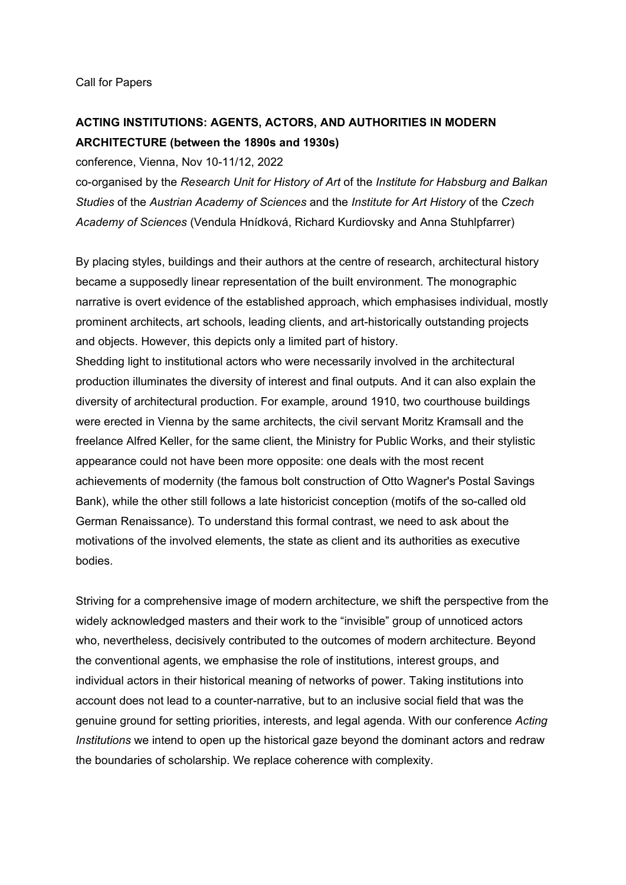Call for Papers

**ACTING INSTITUTIONS: AGENTS, ACTORS, AND AUTHORITIES IN MODERN ARCHITECTURE (between the 1890s and 1930s)**

conference, Vienna, Nov 10-11/12, 2022

co-organised by the *Research Unit for History of Art* of the *Institute for Habsburg and Balkan Studies* of the *Austrian Academy of Sciences* and the *Institute for Art History* of the *Czech Academy of Sciences* (Vendula Hnídková, Richard Kurdiovsky and Anna Stuhlpfarrer)

By placing styles, buildings and their authors at the centre of research, architectural history became a supposedly linear representation of the built environment. The monographic narrative is overt evidence of the established approach, which emphasises individual, mostly prominent architects, art schools, leading clients, and art-historically outstanding projects and objects. However, this depicts only a limited part of history.

Shedding light to institutional actors who were necessarily involved in the architectural production illuminates the diversity of interest and final outputs. And it can also explain the diversity of architectural production. For example, around 1910, two courthouse buildings were erected in Vienna by the same architects, the civil servant Moritz Kramsall and the freelance Alfred Keller, for the same client, the Ministry for Public Works, and their stylistic appearance could not have been more opposite: one deals with the most recent achievements of modernity (the famous bolt construction of Otto Wagner's Postal Savings Bank), while the other still follows a late historicist conception (motifs of the so-called old German Renaissance). To understand this formal contrast, we need to ask about the motivations of the involved elements, the state as client and its authorities as executive bodies.

Striving for a comprehensive image of modern architecture, we shift the perspective from the widely acknowledged masters and their work to the "invisible" group of unnoticed actors who, nevertheless, decisively contributed to the outcomes of modern architecture. Beyond the conventional agents, we emphasise the role of institutions, interest groups, and individual actors in their historical meaning of networks of power. Taking institutions into account does not lead to a counter-narrative, but to an inclusive social field that was the genuine ground for setting priorities, interests, and legal agenda. With our conference *Acting Institutions* we intend to open up the historical gaze beyond the dominant actors and redraw the boundaries of scholarship. We replace coherence with complexity.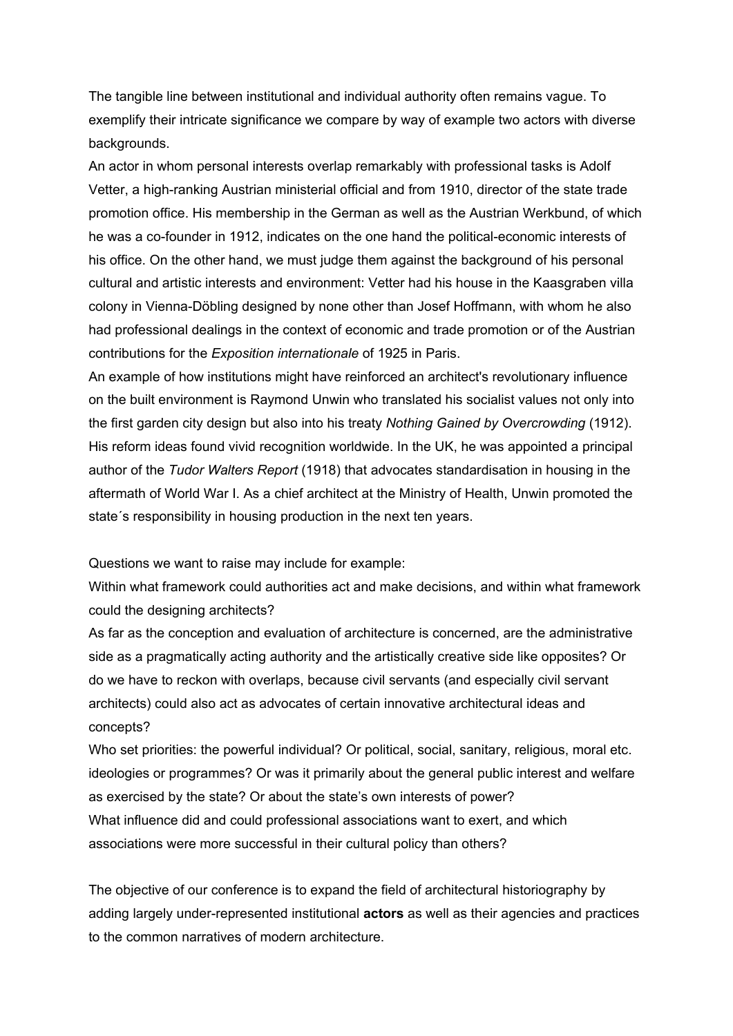The tangible line between institutional and individual authority often remains vague. To exemplify their intricate significance we compare by way of example two actors with diverse backgrounds.

An actor in whom personal interests overlap remarkably with professional tasks is Adolf Vetter, a high-ranking Austrian ministerial official and from 1910, director of the state trade promotion office. His membership in the German as well as the Austrian Werkbund, of which he was a co-founder in 1912, indicates on the one hand the political-economic interests of his office. On the other hand, we must judge them against the background of his personal cultural and artistic interests and environment: Vetter had his house in the Kaasgraben villa colony in Vienna-Döbling designed by none other than Josef Hoffmann, with whom he also had professional dealings in the context of economic and trade promotion or of the Austrian contributions for the *Exposition internationale* of 1925 in Paris.

An example of how institutions might have reinforced an architect's revolutionary influence on the built environment is Raymond Unwin who translated his socialist values not only into the first garden city design but also into his treaty *Nothing Gained by Overcrowding* (1912). His reform ideas found vivid recognition worldwide. In the UK, he was appointed a principal author of the *Tudor Walters Report* (1918) that advocates standardisation in housing in the aftermath of World War I. As a chief architect at the Ministry of Health, Unwin promoted the state´s responsibility in housing production in the next ten years.

Questions we want to raise may include for example:

Within what framework could authorities act and make decisions, and within what framework could the designing architects?

As far as the conception and evaluation of architecture is concerned, are the administrative side as a pragmatically acting authority and the artistically creative side like opposites? Or do we have to reckon with overlaps, because civil servants (and especially civil servant architects) could also act as advocates of certain innovative architectural ideas and concepts?

Who set priorities: the powerful individual? Or political, social, sanitary, religious, moral etc. ideologies or programmes? Or was it primarily about the general public interest and welfare as exercised by the state? Or about the state's own interests of power?

What influence did and could professional associations want to exert, and which associations were more successful in their cultural policy than others?

The objective of our conference is to expand the field of architectural historiography by adding largely under-represented institutional **actors** as well as their agencies and practices to the common narratives of modern architecture.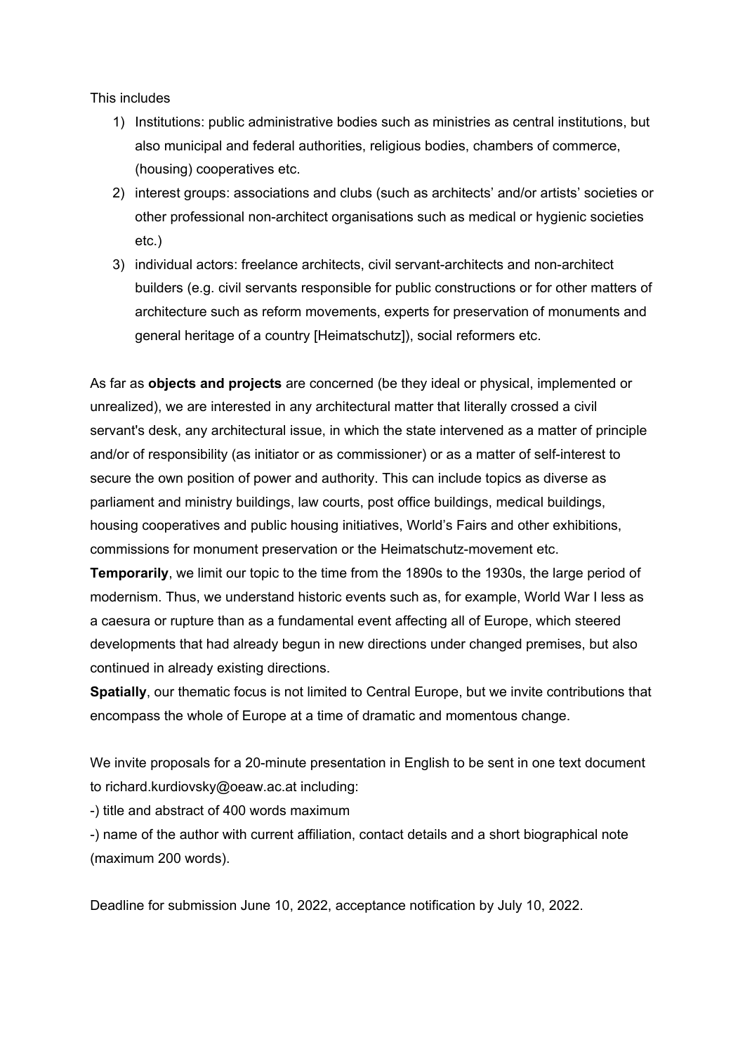This includes

1) Institutions: public administrative bodies such as ministries as central institutions, but also municipal and federal authorities, religious bodies, chambers of commerce, (housing) cooperatives etc.
2) interest groups: associations and clubs (such as architects' and/or artists' societies or other professional non-architect organisations such as medical or hygienic societies etc.)
3) individual actors: freelance architects, civil servant-architects and non-architect builders (e.g. civil servants responsible for public constructions or for other matters of architecture such as reform movements, experts for preservation of monuments and general heritage of a country [Heimatschutz]), social reformers etc.

As far as **objects and projects** are concerned (be they ideal or physical, implemented or unrealized), we are interested in any architectural matter that literally crossed a civil servant's desk, any architectural issue, in which the state intervened as a matter of principle and/or of responsibility (as initiator or as commissioner) or as a matter of self-interest to secure the own position of power and authority. This can include topics as diverse as parliament and ministry buildings, law courts, post office buildings, medical buildings, housing cooperatives and public housing initiatives, World's Fairs and other exhibitions, commissions for monument preservation or the Heimatschutz-movement etc.

**Temporarily**, we limit our topic to the time from the 1890s to the 1930s, the large period of modernism. Thus, we understand historic events such as, for example, World War I less as a caesura or rupture than as a fundamental event affecting all of Europe, which steered developments that had already begun in new directions under changed premises, but also continued in already existing directions.

**Spatially**, our thematic focus is not limited to Central Europe, but we invite contributions that encompass the whole of Europe at a time of dramatic and momentous change.

We invite proposals for a 20-minute presentation in English to be sent in one text document to richard.kurdiovsky@oeaw.ac.at including:

-) title and abstract of 400 words maximum

-) name of the author with current affiliation, contact details and a short biographical note (maximum 200 words).

Deadline for submission June 10, 2022, acceptance notification by July 10, 2022.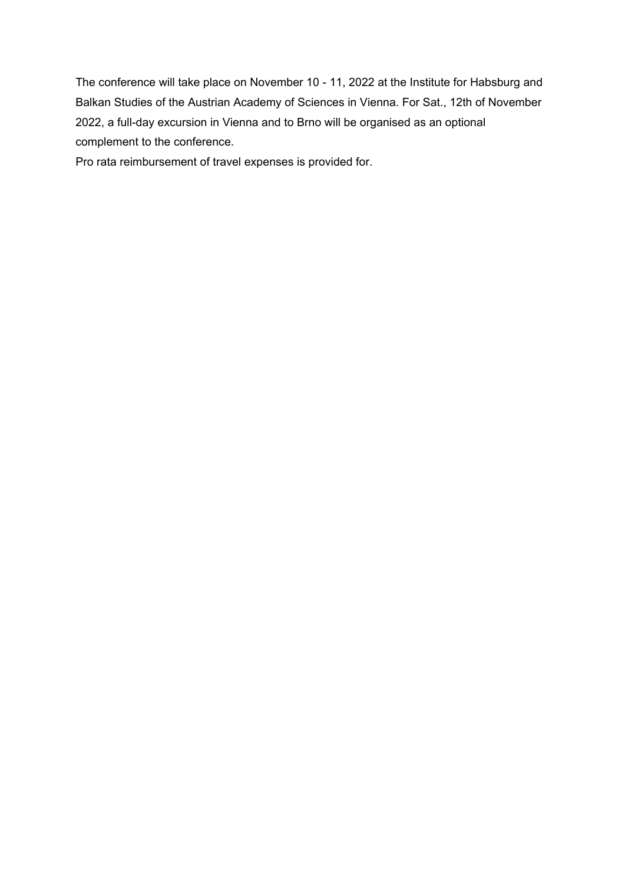The conference will take place on November 10 - 11, 2022 at the Institute for Habsburg and Balkan Studies of the Austrian Academy of Sciences in Vienna. For Sat., 12th of November 2022, a full-day excursion in Vienna and to Brno will be organised as an optional complement to the conference.

Pro rata reimbursement of travel expenses is provided for.